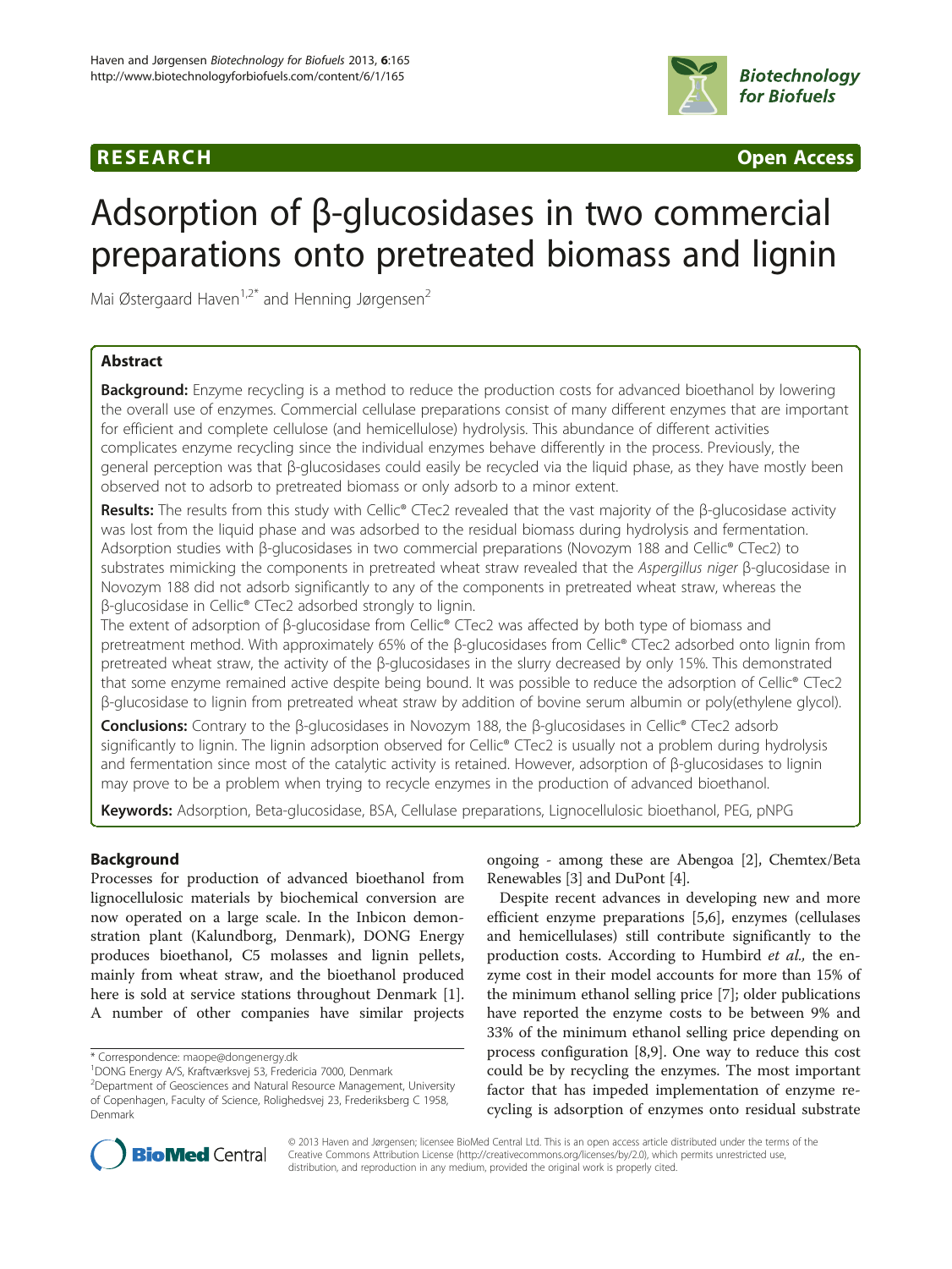**RESEARCH** **Open Access**

# Adsorption of β-glucosidases in two commercial preparations onto pretreated biomass and lignin

Mai Østergaard Haven[1,2*] and Henning Jørgensen[2]

## Abstract

**Background:** Enzyme recycling is a method to reduce the production costs for advanced bioethanol by lowering the overall use of enzymes. Commercial cellulase preparations consist of many different enzymes that are important for efficient and complete cellulose (and hemicellulose) hydrolysis. This abundance of different activities complicates enzyme recycling since the individual enzymes behave differently in the process. Previously, the general perception was that β-glucosidases could easily be recycled via the liquid phase, as they have mostly been observed not to adsorb to pretreated biomass or only adsorb to a minor extent.

**Results:** The results from this study with Cellic® CTec2 revealed that the vast majority of the β-glucosidase activity was lost from the liquid phase and was adsorbed to the residual biomass during hydrolysis and fermentation. Adsorption studies with β-glucosidases in two commercial preparations (Novozym 188 and Cellic® CTec2) to substrates mimicking the components in pretreated wheat straw revealed that the *Aspergillus niger* β-glucosidase in Novozym 188 did not adsorb significantly to any of the components in pretreated wheat straw, whereas the β-glucosidase in Cellic® CTec2 adsorbed strongly to lignin.

The extent of adsorption of β-glucosidase from Cellic® CTec2 was affected by both type of biomass and pretreatment method. With approximately 65% of the β-glucosidases from Cellic® CTec2 adsorbed onto lignin from pretreated wheat straw, the activity of the β-glucosidases in the slurry decreased by only 15%. This demonstrated that some enzyme remained active despite being bound. It was possible to reduce the adsorption of Cellic® CTec2 β-glucosidase to lignin from pretreated wheat straw by addition of bovine serum albumin or poly(ethylene glycol).

**Conclusions:** Contrary to the β-glucosidases in Novozym 188, the β-glucosidases in Cellic® CTec2 adsorb significantly to lignin. The lignin adsorption observed for Cellic® CTec2 is usually not a problem during hydrolysis and fermentation since most of the catalytic activity is retained. However, adsorption of β-glucosidases to lignin may prove to be a problem when trying to recycle enzymes in the production of advanced bioethanol.

**Keywords:** Adsorption, Beta-glucosidase, BSA, Cellulase preparations, Lignocellulosic bioethanol, PEG, pNPG

## Background

Processes for production of advanced bioethanol from lignocellulosic materials by biochemical conversion are now operated on a large scale. In the Inbicon demonstration plant (Kalundborg, Denmark), DONG Energy produces bioethanol, C5 molasses and lignin pellets, mainly from wheat straw, and the bioethanol produced here is sold at service stations throughout Denmark [1]. A number of other companies have similar projects ongoing - among these are Abengoa [2], Chemtex/Beta Renewables [3] and DuPont [4].

Despite recent advances in developing new and more efficient enzyme preparations [5,6], enzymes (cellulases and hemicellulases) still contribute significantly to the production costs. According to Humbird *et al.,* the enzyme cost in their model accounts for more than 15% of the minimum ethanol selling price [7]; older publications have reported the enzyme costs to be between 9% and 33% of the minimum ethanol selling price depending on process configuration [8,9]. One way to reduce this cost could be by recycling the enzymes. The most important factor that has impeded implementation of enzyme recycling is adsorption of enzymes onto residual substrate

\* Correspondence: maope@dongenergy.dk
[1]DONG Energy A/S, Kraftværksvej 53, Fredericia 7000, Denmark
[2]Department of Geosciences and Natural Resource Management, University of Copenhagen, Faculty of Science, Rolighedsvej 23, Frederiksberg C 1958, Denmark

© 2013 Haven and Jørgensen; licensee BioMed Central Ltd. This is an open access article distributed under the terms of the Creative Commons Attribution License (http://creativecommons.org/licenses/by/2.0), which permits unrestricted use, distribution, and reproduction in any medium, provided the original work is properly cited.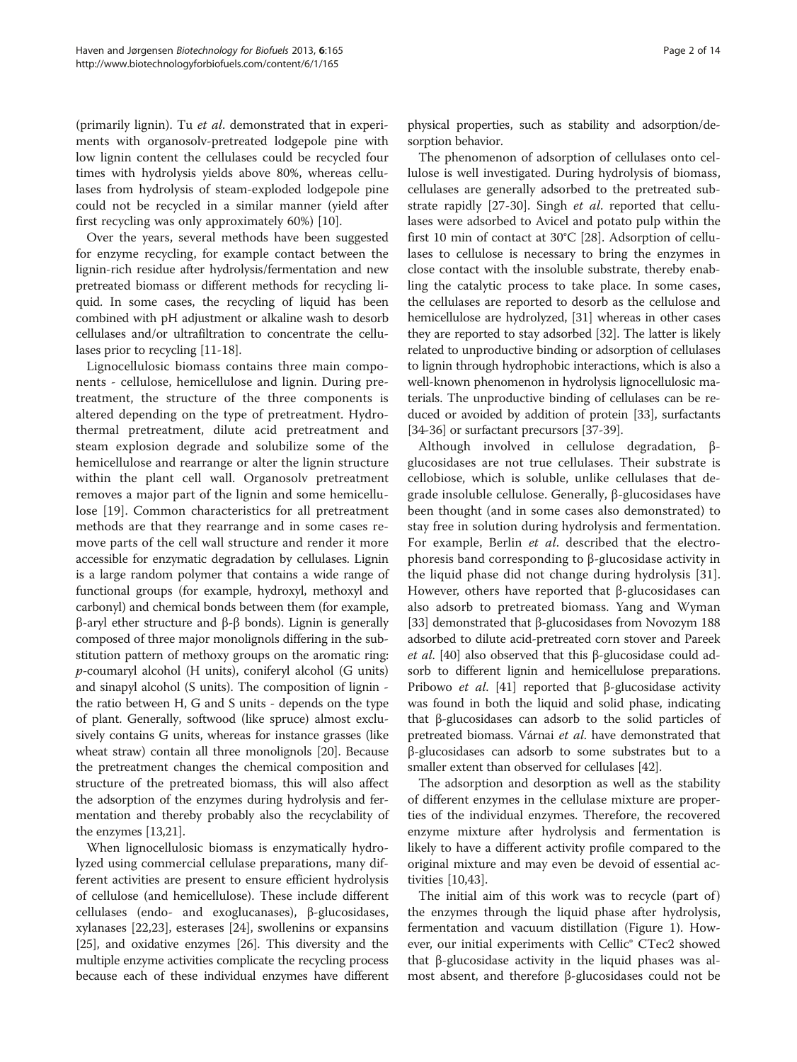(primarily lignin). Tu *et al.* demonstrated that in experiments with organosolv-pretreated lodgepole pine with low lignin content the cellulases could be recycled four times with hydrolysis yields above 80%, whereas cellulases from hydrolysis of steam-exploded lodgepole pine could not be recycled in a similar manner (yield after first recycling was only approximately 60%) [10].

Over the years, several methods have been suggested for enzyme recycling, for example contact between the lignin-rich residue after hydrolysis/fermentation and new pretreated biomass or different methods for recycling liquid. In some cases, the recycling of liquid has been combined with pH adjustment or alkaline wash to desorb cellulases and/or ultrafiltration to concentrate the cellulases prior to recycling [11-18].

Lignocellulosic biomass contains three main components - cellulose, hemicellulose and lignin. During pretreatment, the structure of the three components is altered depending on the type of pretreatment. Hydrothermal pretreatment, dilute acid pretreatment and steam explosion degrade and solubilize some of the hemicellulose and rearrange or alter the lignin structure within the plant cell wall. Organosolv pretreatment removes a major part of the lignin and some hemicellulose [19]. Common characteristics for all pretreatment methods are that they rearrange and in some cases remove parts of the cell wall structure and render it more accessible for enzymatic degradation by cellulases. Lignin is a large random polymer that contains a wide range of functional groups (for example, hydroxyl, methoxyl and carbonyl) and chemical bonds between them (for example, β-aryl ether structure and β-β bonds). Lignin is generally composed of three major monolignols differing in the substitution pattern of methoxy groups on the aromatic ring: *p*-coumaryl alcohol (H units), coniferyl alcohol (G units) and sinapyl alcohol (S units). The composition of lignin - the ratio between H, G and S units - depends on the type of plant. Generally, softwood (like spruce) almost exclusively contains G units, whereas for instance grasses (like wheat straw) contain all three monolignols [20]. Because the pretreatment changes the chemical composition and structure of the pretreated biomass, this will also affect the adsorption of the enzymes during hydrolysis and fermentation and thereby probably also the recyclability of the enzymes [13,21].

When lignocellulosic biomass is enzymatically hydrolyzed using commercial cellulase preparations, many different activities are present to ensure efficient hydrolysis of cellulose (and hemicellulose). These include different cellulases (endo- and exoglucanases), β-glucosidases, xylanases [22,23], esterases [24], swollenins or expansins [25], and oxidative enzymes [26]. This diversity and the multiple enzyme activities complicate the recycling process because each of these individual enzymes have different physical properties, such as stability and adsorption/desorption behavior.

The phenomenon of adsorption of cellulases onto cellulose is well investigated. During hydrolysis of biomass, cellulases are generally adsorbed to the pretreated substrate rapidly [27-30]. Singh *et al.* reported that cellulases were adsorbed to Avicel and potato pulp within the first 10 min of contact at 30°C [28]. Adsorption of cellulases to cellulose is necessary to bring the enzymes in close contact with the insoluble substrate, thereby enabling the catalytic process to take place. In some cases, the cellulases are reported to desorb as the cellulose and hemicellulose are hydrolyzed, [31] whereas in other cases they are reported to stay adsorbed [32]. The latter is likely related to unproductive binding or adsorption of cellulases to lignin through hydrophobic interactions, which is also a well-known phenomenon in hydrolysis lignocellulosic materials. The unproductive binding of cellulases can be reduced or avoided by addition of protein [33], surfactants [34-36] or surfactant precursors [37-39].

Although involved in cellulose degradation, β-glucosidases are not true cellulases. Their substrate is cellobiose, which is soluble, unlike cellulases that degrade insoluble cellulose. Generally, β-glucosidases have been thought (and in some cases also demonstrated) to stay free in solution during hydrolysis and fermentation. For example, Berlin *et al.* described that the electrophoresis band corresponding to β-glucosidase activity in the liquid phase did not change during hydrolysis [31]. However, others have reported that β-glucosidases can also adsorb to pretreated biomass. Yang and Wyman [33] demonstrated that β-glucosidases from Novozym 188 adsorbed to dilute acid-pretreated corn stover and Pareek *et al.* [40] also observed that this β-glucosidase could adsorb to different lignin and hemicellulose preparations. Pribowo *et al.* [41] reported that β-glucosidase activity was found in both the liquid and solid phase, indicating that β-glucosidases can adsorb to the solid particles of pretreated biomass. Várnai *et al.* have demonstrated that β-glucosidases can adsorb to some substrates but to a smaller extent than observed for cellulases [42].

The adsorption and desorption as well as the stability of different enzymes in the cellulase mixture are properties of the individual enzymes. Therefore, the recovered enzyme mixture after hydrolysis and fermentation is likely to have a different activity profile compared to the original mixture and may even be devoid of essential activities [10,43].

The initial aim of this work was to recycle (part of) the enzymes through the liquid phase after hydrolysis, fermentation and vacuum distillation (Figure 1). However, our initial experiments with Cellic® CTec2 showed that β-glucosidase activity in the liquid phases was almost absent, and therefore β-glucosidases could not be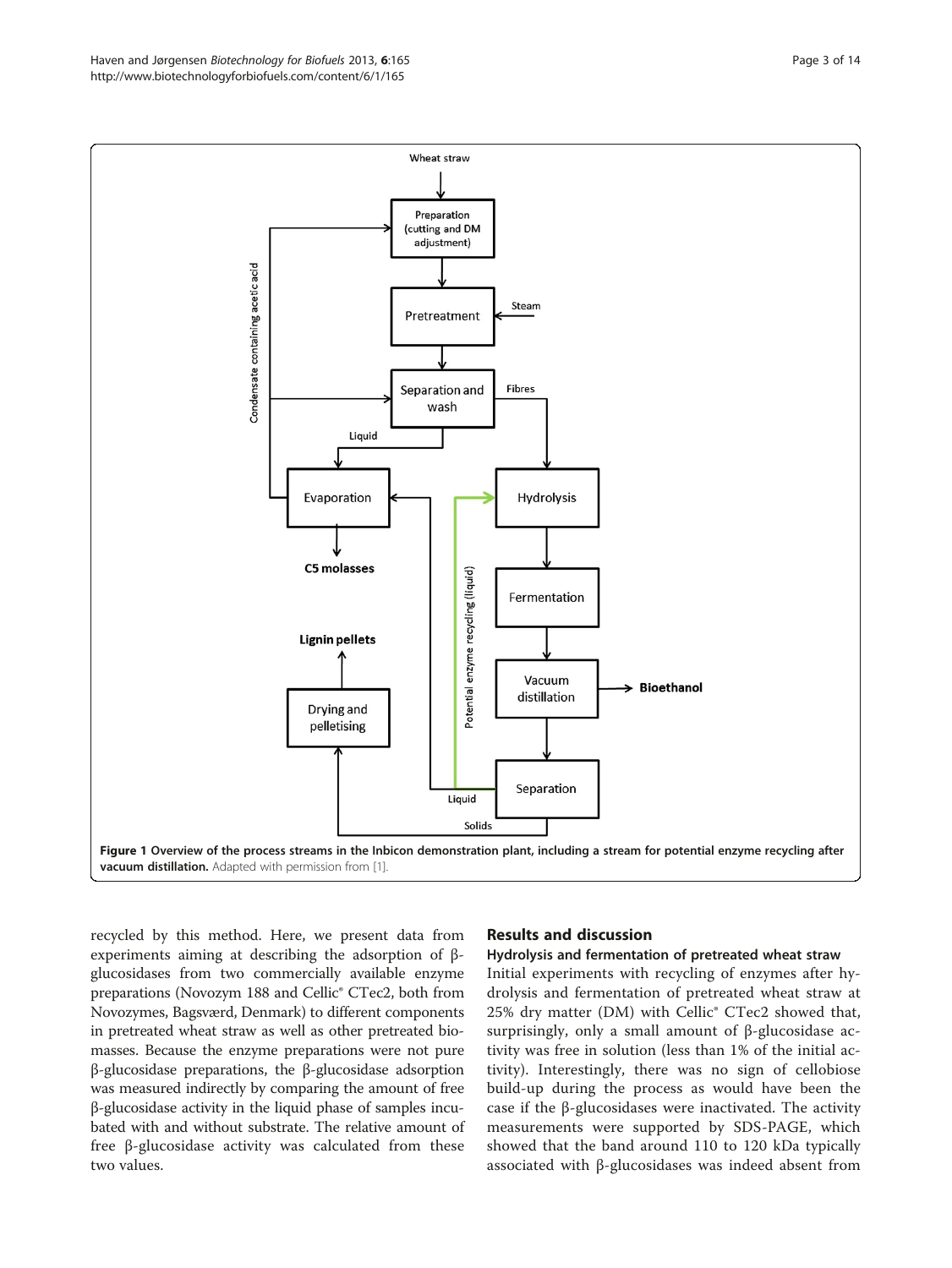Figure 1 Overview of the process streams in the Inbicon demonstration plant, including a stream for potential enzyme recycling after vacuum distillation. Adapted with permission from [1].

recycled by this method. Here, we present data from experiments aiming at describing the adsorption of β-glucosidases from two commercially available enzyme preparations (Novozym 188 and Cellic® CTec2, both from Novozymes, Bagsværd, Denmark) to different components in pretreated wheat straw as well as other pretreated biomasses. Because the enzyme preparations were not pure β-glucosidase preparations, the β-glucosidase adsorption was measured indirectly by comparing the amount of free β-glucosidase activity in the liquid phase of samples incubated with and without substrate. The relative amount of free β-glucosidase activity was calculated from these two values.

## Results and discussion

### Hydrolysis and fermentation of pretreated wheat straw

Initial experiments with recycling of enzymes after hydrolysis and fermentation of pretreated wheat straw at 25% dry matter (DM) with Cellic® CTec2 showed that, surprisingly, only a small amount of β-glucosidase activity was free in solution (less than 1% of the initial activity). Interestingly, there was no sign of cellobiose build-up during the process as would have been the case if the β-glucosidases were inactivated. The activity measurements were supported by SDS-PAGE, which showed that the band around 110 to 120 kDa typically associated with β-glucosidases was indeed absent from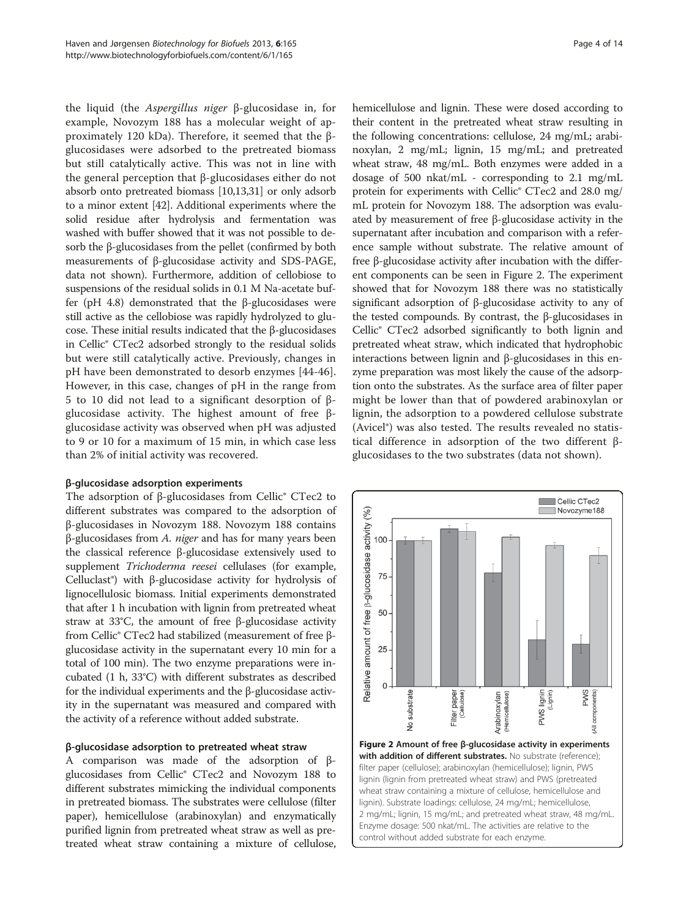the liquid (the *Aspergillus niger* β-glucosidase in, for example, Novozym 188 has a molecular weight of approximately 120 kDa). Therefore, it seemed that the β-glucosidases were adsorbed to the pretreated biomass but still catalytically active. This was not in line with the general perception that β-glucosidases either do not absorb onto pretreated biomass [10,13,31] or only adsorb to a minor extent [42]. Additional experiments where the solid residue after hydrolysis and fermentation was washed with buffer showed that it was not possible to desorb the β-glucosidases from the pellet (confirmed by both measurements of β-glucosidase activity and SDS-PAGE, data not shown). Furthermore, addition of cellobiose to suspensions of the residual solids in 0.1 M Na-acetate buffer (pH 4.8) demonstrated that the β-glucosidases were still active as the cellobiose was rapidly hydrolyzed to glucose. These initial results indicated that the β-glucosidases in Cellic® CTec2 adsorbed strongly to the residual solids but were still catalytically active. Previously, changes in pH have been demonstrated to desorb enzymes [44-46]. However, in this case, changes of pH in the range from 5 to 10 did not lead to a significant desorption of β-glucosidase activity. The highest amount of free β-glucosidase activity was observed when pH was adjusted to 9 or 10 for a maximum of 15 min, in which case less than 2% of initial activity was recovered.

### β-glucosidase adsorption experiments

The adsorption of β-glucosidases from Cellic® CTec2 to different substrates was compared to the adsorption of β-glucosidases in Novozym 188. Novozym 188 contains β-glucosidases from *A. niger* and has for many years been the classical reference β-glucosidase extensively used to supplement *Trichoderma reesei* cellulases (for example, Celluclast®) with β-glucosidase activity for hydrolysis of lignocellulosic biomass. Initial experiments demonstrated that after 1 h incubation with lignin from pretreated wheat straw at 33°C, the amount of free β-glucosidase activity from Cellic® CTec2 had stabilized (measurement of free β-glucosidase activity in the supernatant every 10 min for a total of 100 min). The two enzyme preparations were incubated (1 h, 33°C) with different substrates as described for the individual experiments and the β-glucosidase activity in the supernatant was measured and compared with the activity of a reference without added substrate.

### β-glucosidase adsorption to pretreated wheat straw

A comparison was made of the adsorption of β-glucosidases from Cellic® CTec2 and Novozym 188 to different substrates mimicking the individual components in pretreated biomass. The substrates were cellulose (filter paper), hemicellulose (arabinoxylan) and enzymatically purified lignin from pretreated wheat straw as well as pretreated wheat straw containing a mixture of cellulose, hemicellulose and lignin. These were dosed according to their content in the pretreated wheat straw resulting in the following concentrations: cellulose, 24 mg/mL; arabinoxylan, 2 mg/mL; lignin, 15 mg/mL; and pretreated wheat straw, 48 mg/mL. Both enzymes were added in a dosage of 500 nkat/mL - corresponding to 2.1 mg/mL protein for experiments with Cellic® CTec2 and 28.0 mg/mL protein for Novozym 188. The adsorption was evaluated by measurement of free β-glucosidase activity in the supernatant after incubation and comparison with a reference sample without substrate. The relative amount of free β-glucosidase activity after incubation with the different components can be seen in Figure 2. The experiment showed that for Novozym 188 there was no statistically significant adsorption of β-glucosidase activity to any of the tested compounds. By contrast, the β-glucosidases in Cellic® CTec2 adsorbed significantly to both lignin and pretreated wheat straw, which indicated that hydrophobic interactions between lignin and β-glucosidases in this enzyme preparation was most likely the cause of the adsorption onto the substrates. As the surface area of filter paper might be lower than that of powdered arabinoxylan or lignin, the adsorption to a powdered cellulose substrate (Avicel®) was also tested. The results revealed no statistical difference in adsorption of the two different β-glucosidases to the two substrates (data not shown).

**Figure 2 Amount of free β-glucosidase activity in experiments with addition of different substrates.** No substrate (reference); filter paper (cellulose); arabinoxylan (hemicellulose); lignin, PWS lignin (lignin from pretreated wheat straw) and PWS (pretreated wheat straw containing a mixture of cellulose, hemicellulose and lignin). Substrate loadings: cellulose, 24 mg/mL; hemicellulose, 2 mg/mL; lignin, 15 mg/mL; and pretreated wheat straw, 48 mg/mL. Enzyme dosage: 500 nkat/mL. The activities are relative to the control without added substrate for each enzyme.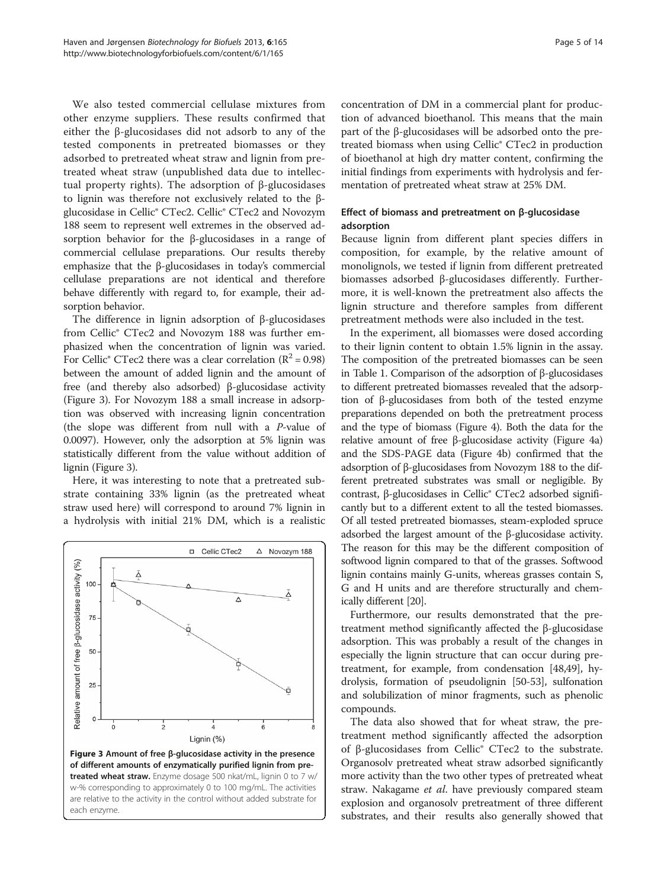We also tested commercial cellulase mixtures from other enzyme suppliers. These results confirmed that either the β-glucosidases did not adsorb to any of the tested components in pretreated biomasses or they adsorbed to pretreated wheat straw and lignin from pretreated wheat straw (unpublished data due to intellectual property rights). The adsorption of β-glucosidases to lignin was therefore not exclusively related to the β-glucosidase in Cellic® CTec2. Cellic® CTec2 and Novozym 188 seem to represent well extremes in the observed adsorption behavior for the β-glucosidases in a range of commercial cellulase preparations. Our results thereby emphasize that the β-glucosidases in today's commercial cellulase preparations are not identical and therefore behave differently with regard to, for example, their adsorption behavior.

The difference in lignin adsorption of β-glucosidases from Cellic® CTec2 and Novozym 188 was further emphasized when the concentration of lignin was varied. For Cellic® CTec2 there was a clear correlation ($R^2 = 0.98$) between the amount of added lignin and the amount of free (and thereby also adsorbed) β-glucosidase activity (Figure 3). For Novozym 188 a small increase in adsorption was observed with increasing lignin concentration (the slope was different from null with a *P*-value of 0.0097). However, only the adsorption at 5% lignin was statistically different from the value without addition of lignin (Figure 3).

Here, it was interesting to note that a pretreated substrate containing 33% lignin (as the pretreated wheat straw used here) will correspond to around 7% lignin in a hydrolysis with initial 21% DM, which is a realistic concentration of DM in a commercial plant for production of advanced bioethanol. This means that the main part of the β-glucosidases will be adsorbed onto the pretreated biomass when using Cellic® CTec2 in production of bioethanol at high dry matter content, confirming the initial findings from experiments with hydrolysis and fermentation of pretreated wheat straw at 25% DM.

**Figure 3 Amount of free β-glucosidase activity in the presence of different amounts of enzymatically purified lignin from pretreated wheat straw.** Enzyme dosage 500 nkat/mL, lignin 0 to 7 w/w-% corresponding to approximately 0 to 100 mg/mL. The activities are relative to the activity in the control without added substrate for each enzyme.

### Effect of biomass and pretreatment on β-glucosidase adsorption

Because lignin from different plant species differs in composition, for example, by the relative amount of monolignols, we tested if lignin from different pretreated biomasses adsorbed β-glucosidases differently. Furthermore, it is well-known the pretreatment also affects the lignin structure and therefore samples from different pretreatment methods were also included in the test.

In the experiment, all biomasses were dosed according to their lignin content to obtain 1.5% lignin in the assay. The composition of the pretreated biomasses can be seen in Table 1. Comparison of the adsorption of β-glucosidases to different pretreated biomasses revealed that the adsorption of β-glucosidases from both of the tested enzyme preparations depended on both the pretreatment process and the type of biomass (Figure 4). Both the data for the relative amount of free β-glucosidase activity (Figure 4a) and the SDS-PAGE data (Figure 4b) confirmed that the adsorption of β-glucosidases from Novozym 188 to the different pretreated substrates was small or negligible. By contrast, β-glucosidases in Cellic® CTec2 adsorbed significantly but to a different extent to all the tested biomasses. Of all tested pretreated biomasses, steam-exploded spruce adsorbed the largest amount of the β-glucosidase activity. The reason for this may be the different composition of softwood lignin compared to that of the grasses. Softwood lignin contains mainly G-units, whereas grasses contain S, G and H units and are therefore structurally and chemically different [20].

Furthermore, our results demonstrated that the pretreatment method significantly affected the β-glucosidase adsorption. This was probably a result of the changes in especially the lignin structure that can occur during pretreatment, for example, from condensation [48,49], hydrolysis, formation of pseudolignin [50-53], sulfonation and solubilization of minor fragments, such as phenolic compounds.

The data also showed that for wheat straw, the pretreatment method significantly affected the adsorption of β-glucosidases from Cellic® CTec2 to the substrate. Organosolv pretreated wheat straw adsorbed significantly more activity than the two other types of pretreated wheat straw. Nakagame *et al.* have previously compared steam explosion and organosolv pretreatment of three different substrates, and their results also generally showed that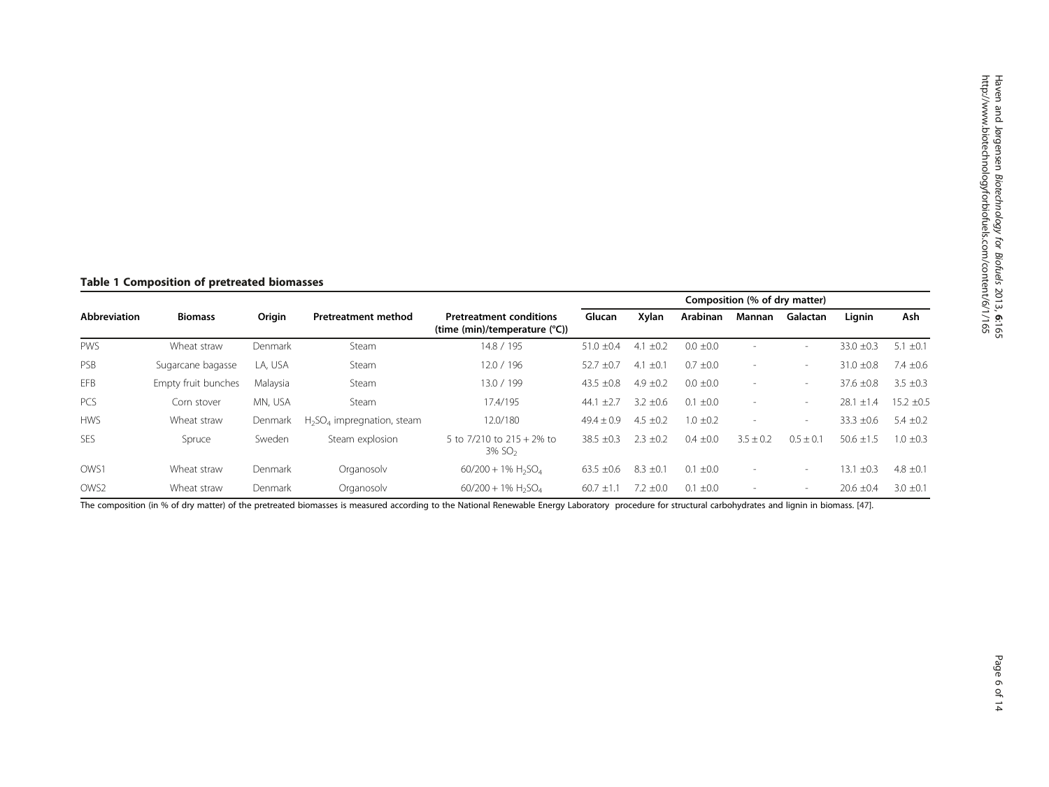**Table 1 Composition of pretreated biomasses**

| Abbreviation | Biomass | Origin | Pretreatment method | Pretreatment conditions (time (min)/temperature (°C)) | Composition (% of dry matter) | | | | | | |
|---|---|---|---|---|---|---|---|---|---|---|---|
| | | | | | Glucan | Xylan | Arabinan | Mannan | Galactan | Lignin | Ash |
| PWS | Wheat straw | Denmark | Steam | 14.8 / 195 | 51.0 ±0.4 | 4.1 ±0.2 | 0.0 ±0.0 | - | - | 33.0 ±0.3 | 5.1 ±0.1 |
| PSB | Sugarcane bagasse | LA, USA | Steam | 12.0 / 196 | 52.7 ±0.7 | 4.1 ±0.1 | 0.7 ±0.0 | - | - | 31.0 ±0.8 | 7.4 ±0.6 |
| EFB | Empty fruit bunches | Malaysia | Steam | 13.0 / 199 | 43.5 ±0.8 | 4.9 ±0.2 | 0.0 ±0.0 | - | - | 37.6 ±0.8 | 3.5 ±0.3 |
| PCS | Corn stover | MN, USA | Steam | 17.4/195 | 44.1 ±2.7 | 3.2 ±0.6 | 0.1 ±0.0 | - | - | 28.1 ±1.4 | 15.2 ±0.5 |
| HWS | Wheat straw | Denmark | $H_2SO_4$ impregnation, steam | 12.0/180 | 49.4 ± 0.9 | 4.5 ±0.2 | 1.0 ±0.2 | - | - | 33.3 ±0.6 | 5.4 ±0.2 |
| SES | Spruce | Sweden | Steam explosion | 5 to 7/210 to 215 + 2% to 3% $SO_2$ | 38.5 ±0.3 | 2.3 ±0.2 | 0.4 ±0.0 | 3.5 ± 0.2 | 0.5 ± 0.1 | 50.6 ±1.5 | 1.0 ±0.3 |
| OWS1 | Wheat straw | Denmark | Organosolv | 60/200 + 1% $H_2SO_4$ | 63.5 ±0.6 | 8.3 ±0.1 | 0.1 ±0.0 | - | - | 13.1 ±0.3 | 4.8 ±0.1 |
| OWS2 | Wheat straw | Denmark | Organosolv | 60/200 + 1% $H_2SO_4$ | 60.7 ±1.1 | 7.2 ±0.0 | 0.1 ±0.0 | - | - | 20.6 ±0.4 | 3.0 ±0.1 |

The composition (in % of dry matter) of the pretreated biomasses is measured according to the National Renewable Energy Laboratory procedure for structural carbohydrates and lignin in biomass. [47].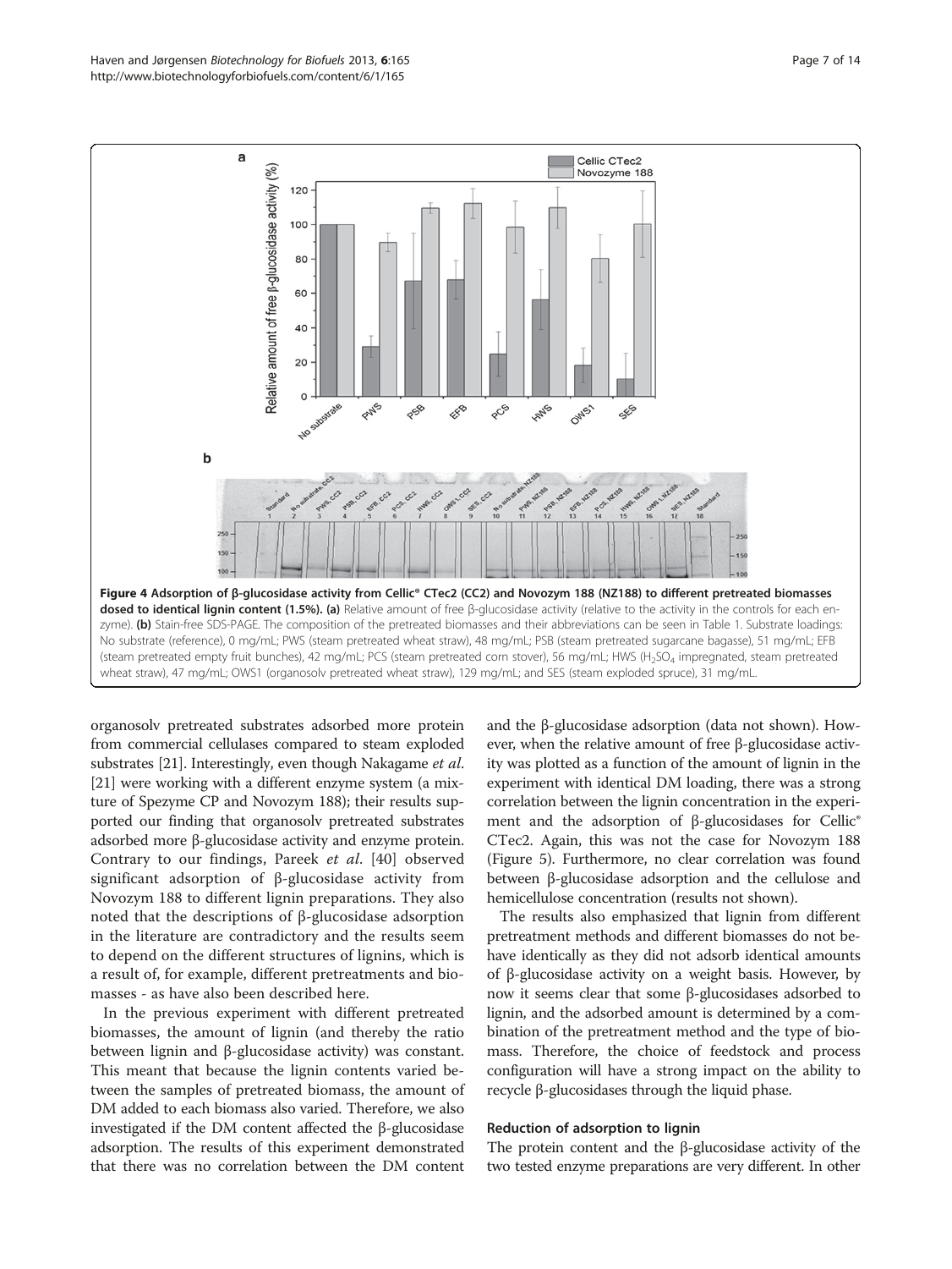**Figure 4 Adsorption of β-glucosidase activity from Cellic® CTec2 (CC2) and Novozym 188 (NZ188) to different pretreated biomasses dosed to identical lignin content (1.5%). (a)** Relative amount of free β-glucosidase activity (relative to the activity in the controls for each enzyme). **(b)** Stain-free SDS-PAGE. The composition of the pretreated biomasses and their abbreviations can be seen in Table 1. Substrate loadings: No substrate (reference), 0 mg/mL; PWS (steam pretreated wheat straw), 48 mg/mL; PSB (steam pretreated sugarcane bagasse), 51 mg/mL; EFB (steam pretreated empty fruit bunches), 42 mg/mL; PCS (steam pretreated corn stover), 56 mg/mL; HWS ($H_2SO_4$ impregnated, steam pretreated wheat straw), 47 mg/mL; OWS1 (organosolv pretreated wheat straw), 129 mg/mL; and SES (steam exploded spruce), 31 mg/mL.

organosolv pretreated substrates adsorbed more protein from commercial cellulases compared to steam exploded substrates [21]. Interestingly, even though Nakagame *et al.* [21] were working with a different enzyme system (a mixture of Spezyme CP and Novozym 188); their results supported our finding that organosolv pretreated substrates adsorbed more β-glucosidase activity and enzyme protein. Contrary to our findings, Pareek *et al.* [40] observed significant adsorption of β-glucosidase activity from Novozym 188 to different lignin preparations. They also noted that the descriptions of β-glucosidase adsorption in the literature are contradictory and the results seem to depend on the different structures of lignins, which is a result of, for example, different pretreatments and biomasses - as have also been described here.

In the previous experiment with different pretreated biomasses, the amount of lignin (and thereby the ratio between lignin and β-glucosidase activity) was constant. This meant that because the lignin contents varied between the samples of pretreated biomass, the amount of DM added to each biomass also varied. Therefore, we also investigated if the DM content affected the β-glucosidase adsorption. The results of this experiment demonstrated that there was no correlation between the DM content and the β-glucosidase adsorption (data not shown). However, when the relative amount of free β-glucosidase activity was plotted as a function of the amount of lignin in the experiment with identical DM loading, there was a strong correlation between the lignin concentration in the experiment and the adsorption of β-glucosidases for Cellic® CTec2. Again, this was not the case for Novozym 188 (Figure 5). Furthermore, no clear correlation was found between β-glucosidase adsorption and the cellulose and hemicellulose concentration (results not shown).

The results also emphasized that lignin from different pretreatment methods and different biomasses do not behave identically as they did not adsorb identical amounts of β-glucosidase activity on a weight basis. However, by now it seems clear that some β-glucosidases adsorbed to lignin, and the adsorbed amount is determined by a combination of the pretreatment method and the type of biomass. Therefore, the choice of feedstock and process configuration will have a strong impact on the ability to recycle β-glucosidases through the liquid phase.

### Reduction of adsorption to lignin

The protein content and the β-glucosidase activity of the two tested enzyme preparations are very different. In other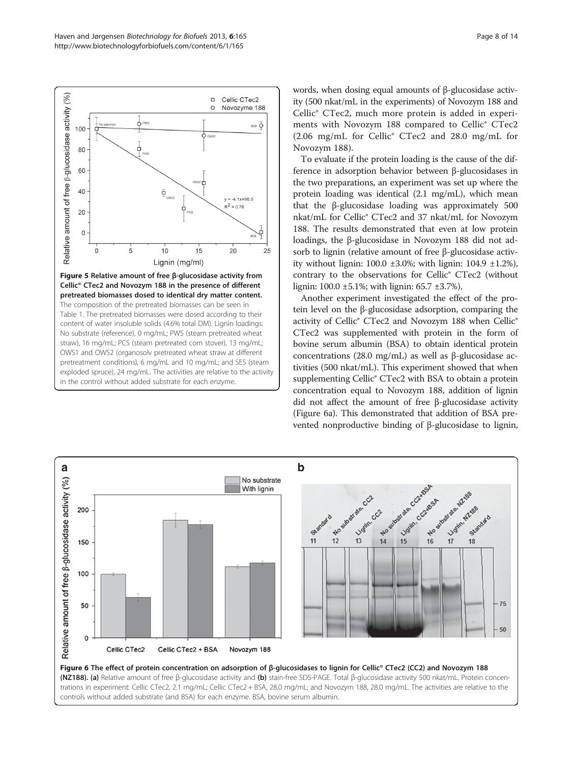Figure 5 Relative amount of free β-glucosidase activity from Cellic® CTec2 and Novozym 188 in the presence of different pretreated biomasses dosed to identical dry matter content. The composition of the pretreated biomasses can be seen in Table 1. The pretreated biomasses were dosed according to their content of water insoluble solids (4.6% total DM). Lignin loadings: No substrate (reference), 0 mg/mL; PWS (steam pretreated wheat straw), 16 mg/mL; PCS (steam pretreated corn stover), 13 mg/mL; OWS1 and OWS2 (organosolv pretreated wheat straw at different pretreatment conditions), 6 mg/mL and 10 mg/mL; and SES (steam exploded spruce), 24 mg/mL. The activities are relative to the activity in the control without added substrate for each enzyme.

words, when dosing equal amounts of β-glucosidase activity (500 nkat/mL in the experiments) of Novozym 188 and Cellic® CTec2, much more protein is added in experiments with Novozym 188 compared to Cellic® CTec2 (2.06 mg/mL for Cellic® CTec2 and 28.0 mg/mL for Novozym 188).

To evaluate if the protein loading is the cause of the difference in adsorption behavior between β-glucosidases in the two preparations, an experiment was set up where the protein loading was identical (2.1 mg/mL), which mean that the β-glucosidase loading was approximately 500 nkat/mL for Cellic® CTec2 and 37 nkat/mL for Novozym 188. The results demonstrated that even at low protein loadings, the β-glucosidase in Novozym 188 did not adsorb to lignin (relative amount of free β-glucosidase activity without lignin: 100.0 ±3.0%; with lignin: 104.9 ±1.2%), contrary to the observations for Cellic® CTec2 (without lignin: 100.0 ±5.1%; with lignin: 65.7 ±3.7%).

Another experiment investigated the effect of the protein level on the β-glucosidase adsorption, comparing the activity of Cellic® CTec2 and Novozym 188 when Cellic® CTec2 was supplemented with protein in the form of bovine serum albumin (BSA) to obtain identical protein concentrations (28.0 mg/mL) as well as β-glucosidase activities (500 nkat/mL). This experiment showed that when supplementing Cellic® CTec2 with BSA to obtain a protein concentration equal to Novozym 188, addition of lignin did not affect the amount of free β-glucosidase activity (Figure 6a). This demonstrated that addition of BSA prevented nonproductive binding of β-glucosidase to lignin,

Figure 6 The effect of protein concentration on adsorption of β-glucosidases to lignin for Cellic® CTec2 (CC2) and Novozym 188 (NZ188). (a) Relative amount of free β-glucosidase activity and (b) stain-free SDS-PAGE. Total β-glucosidase activity 500 nkat/mL. Protein concentrations in experiment: Cellic CTec2, 2.1 mg/mL; Cellic CTec2 + BSA, 28.0 mg/mL; and Novozym 188, 28.0 mg/mL. The activities are relative to the controls without added substrate (and BSA) for each enzyme. BSA, bovine serum albumin.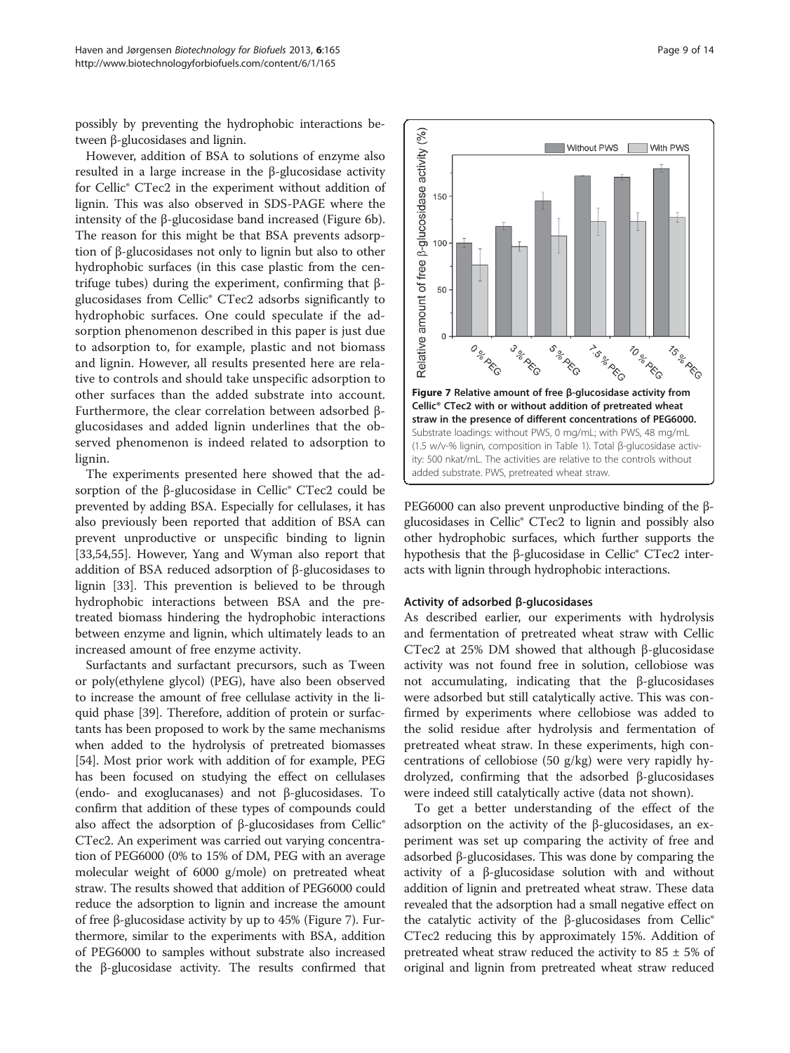possibly by preventing the hydrophobic interactions between β-glucosidases and lignin.

However, addition of BSA to solutions of enzyme also resulted in a large increase in the β-glucosidase activity for Cellic® CTec2 in the experiment without addition of lignin. This was also observed in SDS-PAGE where the intensity of the β-glucosidase band increased (Figure 6b). The reason for this might be that BSA prevents adsorption of β-glucosidases not only to lignin but also to other hydrophobic surfaces (in this case plastic from the centrifuge tubes) during the experiment, confirming that β-glucosidases from Cellic® CTec2 adsorbs significantly to hydrophobic surfaces. One could speculate if the adsorption phenomenon described in this paper is just due to adsorption to, for example, plastic and not biomass and lignin. However, all results presented here are relative to controls and should take unspecific adsorption to other surfaces than the added substrate into account. Furthermore, the clear correlation between adsorbed β-glucosidases and added lignin underlines that the observed phenomenon is indeed related to adsorption to lignin.

The experiments presented here showed that the adsorption of the β-glucosidase in Cellic® CTec2 could be prevented by adding BSA. Especially for cellulases, it has also previously been reported that addition of BSA can prevent unproductive or unspecific binding to lignin [33,54,55]. However, Yang and Wyman also report that addition of BSA reduced adsorption of β-glucosidases to lignin [33]. This prevention is believed to be through hydrophobic interactions between BSA and the pretreated biomass hindering the hydrophobic interactions between enzyme and lignin, which ultimately leads to an increased amount of free enzyme activity.

Surfactants and surfactant precursors, such as Tween or poly(ethylene glycol) (PEG), have also been observed to increase the amount of free cellulase activity in the liquid phase [39]. Therefore, addition of protein or surfactants has been proposed to work by the same mechanisms when added to the hydrolysis of pretreated biomasses [54]. Most prior work with addition of for example, PEG has been focused on studying the effect on cellulases (endo- and exoglucanases) and not β-glucosidases. To confirm that addition of these types of compounds could also affect the adsorption of β-glucosidases from Cellic® CTec2. An experiment was carried out varying concentration of PEG6000 (0% to 15% of DM, PEG with an average molecular weight of 6000 g/mole) on pretreated wheat straw. The results showed that addition of PEG6000 could reduce the adsorption to lignin and increase the amount of free β-glucosidase activity by up to 45% (Figure 7). Furthermore, similar to the experiments with BSA, addition of PEG6000 to samples without substrate also increased the β-glucosidase activity. The results confirmed that PEG6000 can also prevent unproductive binding of the β-glucosidases in Cellic® CTec2 to lignin and possibly also other hydrophobic surfaces, which further supports the hypothesis that the β-glucosidase in Cellic® CTec2 interacts with lignin through hydrophobic interactions.

**Figure 7 Relative amount of free β-glucosidase activity from Cellic® CTec2 with or without addition of pretreated wheat straw in the presence of different concentrations of PEG6000.** Substrate loadings: without PWS, 0 mg/mL; with PWS, 48 mg/mL (1.5 w/v-% lignin, composition in Table 1). Total β-glucosidase activity: 500 nkat/mL. The activities are relative to the controls without added substrate. PWS, pretreated wheat straw.

### Activity of adsorbed β-glucosidases

As described earlier, our experiments with hydrolysis and fermentation of pretreated wheat straw with Cellic CTec2 at 25% DM showed that although β-glucosidase activity was not found free in solution, cellobiose was not accumulating, indicating that the β-glucosidases were adsorbed but still catalytically active. This was confirmed by experiments where cellobiose was added to the solid residue after hydrolysis and fermentation of pretreated wheat straw. In these experiments, high concentrations of cellobiose (50 g/kg) were very rapidly hydrolyzed, confirming that the adsorbed β-glucosidases were indeed still catalytically active (data not shown).

To get a better understanding of the effect of the adsorption on the activity of the β-glucosidases, an experiment was set up comparing the activity of free and adsorbed β-glucosidases. This was done by comparing the activity of a β-glucosidase solution with and without addition of lignin and pretreated wheat straw. These data revealed that the adsorption had a small negative effect on the catalytic activity of the β-glucosidases from Cellic® CTec2 reducing this by approximately 15%. Addition of pretreated wheat straw reduced the activity to 85 ± 5% of original and lignin from pretreated wheat straw reduced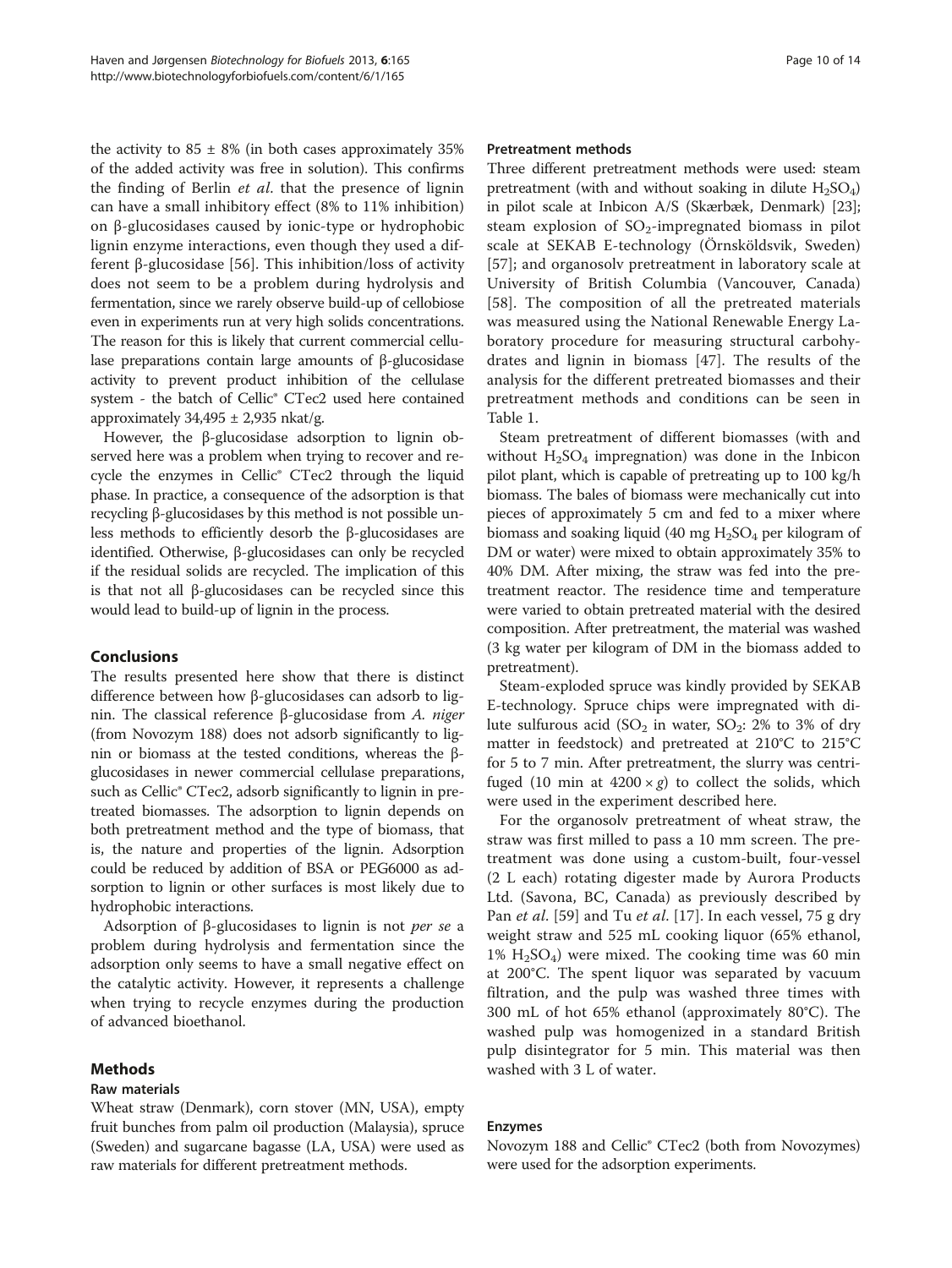the activity to 85 ± 8% (in both cases approximately 35% of the added activity was free in solution). This confirms the finding of Berlin *et al*. that the presence of lignin can have a small inhibitory effect (8% to 11% inhibition) on β-glucosidases caused by ionic-type or hydrophobic lignin enzyme interactions, even though they used a different β-glucosidase [56]. This inhibition/loss of activity does not seem to be a problem during hydrolysis and fermentation, since we rarely observe build-up of cellobiose even in experiments run at very high solids concentrations. The reason for this is likely that current commercial cellulase preparations contain large amounts of β-glucosidase activity to prevent product inhibition of the cellulase system - the batch of Cellic® CTec2 used here contained approximately 34,495 ± 2,935 nkat/g.

However, the β-glucosidase adsorption to lignin observed here was a problem when trying to recover and recycle the enzymes in Cellic® CTec2 through the liquid phase. In practice, a consequence of the adsorption is that recycling β-glucosidases by this method is not possible unless methods to efficiently desorb the β-glucosidases are identified. Otherwise, β-glucosidases can only be recycled if the residual solids are recycled. The implication of this is that not all β-glucosidases can be recycled since this would lead to build-up of lignin in the process.

## Conclusions

The results presented here show that there is distinct difference between how β-glucosidases can adsorb to lignin. The classical reference β-glucosidase from *A. niger* (from Novozym 188) does not adsorb significantly to lignin or biomass at the tested conditions, whereas the β-glucosidases in newer commercial cellulase preparations, such as Cellic® CTec2, adsorb significantly to lignin in pretreated biomasses. The adsorption to lignin depends on both pretreatment method and the type of biomass, that is, the nature and properties of the lignin. Adsorption could be reduced by addition of BSA or PEG6000 as adsorption to lignin or other surfaces is most likely due to hydrophobic interactions.

Adsorption of β-glucosidases to lignin is not *per se* a problem during hydrolysis and fermentation since the adsorption only seems to have a small negative effect on the catalytic activity. However, it represents a challenge when trying to recycle enzymes during the production of advanced bioethanol.

## Methods

### Raw materials

Wheat straw (Denmark), corn stover (MN, USA), empty fruit bunches from palm oil production (Malaysia), spruce (Sweden) and sugarcane bagasse (LA, USA) were used as raw materials for different pretreatment methods.

### Pretreatment methods

Three different pretreatment methods were used: steam pretreatment (with and without soaking in dilute $H_2SO_4$) in pilot scale at Inbicon A/S (Skærbæk, Denmark) [23]; steam explosion of $SO_2$-impregnated biomass in pilot scale at SEKAB E-technology (Örnsköldsvik, Sweden) [57]; and organosolv pretreatment in laboratory scale at University of British Columbia (Vancouver, Canada) [58]. The composition of all the pretreated materials was measured using the National Renewable Energy Laboratory procedure for measuring structural carbohydrates and lignin in biomass [47]. The results of the analysis for the different pretreated biomasses and their pretreatment methods and conditions can be seen in Table 1.

Steam pretreatment of different biomasses (with and without $H_2SO_4$ impregnation) was done in the Inbicon pilot plant, which is capable of pretreating up to 100 kg/h biomass. The bales of biomass were mechanically cut into pieces of approximately 5 cm and fed to a mixer where biomass and soaking liquid (40 mg $H_2SO_4$ per kilogram of DM or water) were mixed to obtain approximately 35% to 40% DM. After mixing, the straw was fed into the pretreatment reactor. The residence time and temperature were varied to obtain pretreated material with the desired composition. After pretreatment, the material was washed (3 kg water per kilogram of DM in the biomass added to pretreatment).

Steam-exploded spruce was kindly provided by SEKAB E-technology. Spruce chips were impregnated with dilute sulfurous acid ($SO_2$ in water, $SO_2$: 2% to 3% of dry matter in feedstock) and pretreated at 210°C to 215°C for 5 to 7 min. After pretreatment, the slurry was centrifuged (10 min at $4200 \times g$) to collect the solids, which were used in the experiment described here.

For the organosolv pretreatment of wheat straw, the straw was first milled to pass a 10 mm screen. The pretreatment was done using a custom-built, four-vessel (2 L each) rotating digester made by Aurora Products Ltd. (Savona, BC, Canada) as previously described by Pan *et al*. [59] and Tu *et al*. [17]. In each vessel, 75 g dry weight straw and 525 mL cooking liquor (65% ethanol, 1% $H_2SO_4$) were mixed. The cooking time was 60 min at 200°C. The spent liquor was separated by vacuum filtration, and the pulp was washed three times with 300 mL of hot 65% ethanol (approximately 80°C). The washed pulp was homogenized in a standard British pulp disintegrator for 5 min. This material was then washed with 3 L of water.

### Enzymes

Novozym 188 and Cellic® CTec2 (both from Novozymes) were used for the adsorption experiments.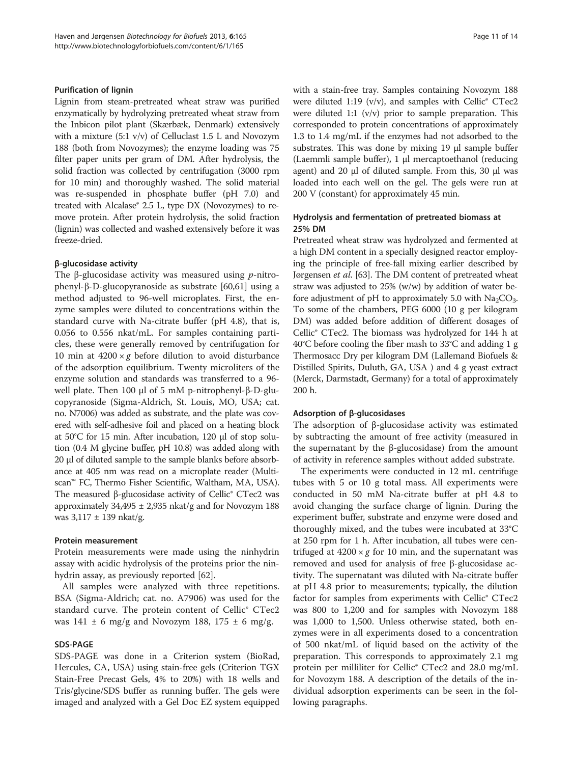### Purification of lignin

Lignin from steam-pretreated wheat straw was purified enzymatically by hydrolyzing pretreated wheat straw from the Inbicon pilot plant (Skærbæk, Denmark) extensively with a mixture (5:1 v/v) of Celluclast 1.5 L and Novozym 188 (both from Novozymes); the enzyme loading was 75 filter paper units per gram of DM. After hydrolysis, the solid fraction was collected by centrifugation (3000 rpm for 10 min) and thoroughly washed. The solid material was re-suspended in phosphate buffer (pH 7.0) and treated with Alcalase® 2.5 L, type DX (Novozymes) to remove protein. After protein hydrolysis, the solid fraction (lignin) was collected and washed extensively before it was freeze-dried.

### β-glucosidase activity

The β-glucosidase activity was measured using *p*-nitrophenyl-β-D-glucopyranoside as substrate [60,61] using a method adjusted to 96-well microplates. First, the enzyme samples were diluted to concentrations within the standard curve with Na-citrate buffer (pH 4.8), that is, 0.056 to 0.556 nkat/mL. For samples containing particles, these were generally removed by centrifugation for 10 min at $4200 \times g$ before dilution to avoid disturbance of the adsorption equilibrium. Twenty microliters of the enzyme solution and standards was transferred to a 96-well plate. Then 100 μl of 5 mM p-nitrophenyl-β-D-glucopyranoside (Sigma-Aldrich, St. Louis, MO, USA; cat. no. N7006) was added as substrate, and the plate was covered with self-adhesive foil and placed on a heating block at 50°C for 15 min. After incubation, 120 μl of stop solution (0.4 M glycine buffer, pH 10.8) was added along with 20 μl of diluted sample to the sample blanks before absorbance at 405 nm was read on a microplate reader (Multiscan™ FC, Thermo Fisher Scientific, Waltham, MA, USA). The measured β-glucosidase activity of Cellic® CTec2 was approximately 34,495 ± 2,935 nkat/g and for Novozym 188 was 3,117 ± 139 nkat/g.

### Protein measurement

Protein measurements were made using the ninhydrin assay with acidic hydrolysis of the proteins prior the ninhydrin assay, as previously reported [62].

All samples were analyzed with three repetitions. BSA (Sigma-Aldrich; cat. no. A7906) was used for the standard curve. The protein content of Cellic® CTec2 was 141 ± 6 mg/g and Novozym 188, 175 ± 6 mg/g.

### SDS-PAGE

SDS-PAGE was done in a Criterion system (BioRad, Hercules, CA, USA) using stain-free gels (Criterion TGX Stain-Free Precast Gels, 4% to 20%) with 18 wells and Tris/glycine/SDS buffer as running buffer. The gels were imaged and analyzed with a Gel Doc EZ system equipped with a stain-free tray. Samples containing Novozym 188 were diluted 1:19 (v/v), and samples with Cellic® CTec2 were diluted 1:1 (v/v) prior to sample preparation. This corresponded to protein concentrations of approximately 1.3 to 1.4 mg/mL if the enzymes had not adsorbed to the substrates. This was done by mixing 19 μl sample buffer (Laemmli sample buffer), 1 μl mercaptoethanol (reducing agent) and 20 μl of diluted sample. From this, 30 μl was loaded into each well on the gel. The gels were run at 200 V (constant) for approximately 45 min.

### Hydrolysis and fermentation of pretreated biomass at 25% DM

Pretreated wheat straw was hydrolyzed and fermented at a high DM content in a specially designed reactor employing the principle of free-fall mixing earlier described by Jørgensen *et al.* [63]. The DM content of pretreated wheat straw was adjusted to 25% (w/w) by addition of water before adjustment of pH to approximately 5.0 with $Na_2CO_3$. To some of the chambers, PEG 6000 (10 g per kilogram DM) was added before addition of different dosages of Cellic® CTec2. The biomass was hydrolyzed for 144 h at 40°C before cooling the fiber mash to 33°C and adding 1 g Thermosacc Dry per kilogram DM (Lallemand Biofuels & Distilled Spirits, Duluth, GA, USA ) and 4 g yeast extract (Merck, Darmstadt, Germany) for a total of approximately 200 h.

### Adsorption of β-glucosidases

The adsorption of β-glucosidase activity was estimated by subtracting the amount of free activity (measured in the supernatant by the β-glucosidase) from the amount of activity in reference samples without added substrate.

The experiments were conducted in 12 mL centrifuge tubes with 5 or 10 g total mass. All experiments were conducted in 50 mM Na-citrate buffer at pH 4.8 to avoid changing the surface charge of lignin. During the experiment buffer, substrate and enzyme were dosed and thoroughly mixed, and the tubes were incubated at 33°C at 250 rpm for 1 h. After incubation, all tubes were centrifuged at $4200 \times g$ for 10 min, and the supernatant was removed and used for analysis of free β-glucosidase activity. The supernatant was diluted with Na-citrate buffer at pH 4.8 prior to measurements; typically, the dilution factor for samples from experiments with Cellic® CTec2 was 800 to 1,200 and for samples with Novozym 188 was 1,000 to 1,500. Unless otherwise stated, both enzymes were in all experiments dosed to a concentration of 500 nkat/mL of liquid based on the activity of the preparation. This corresponds to approximately 2.1 mg protein per milliliter for Cellic® CTec2 and 28.0 mg/mL for Novozym 188. A description of the details of the individual adsorption experiments can be seen in the following paragraphs.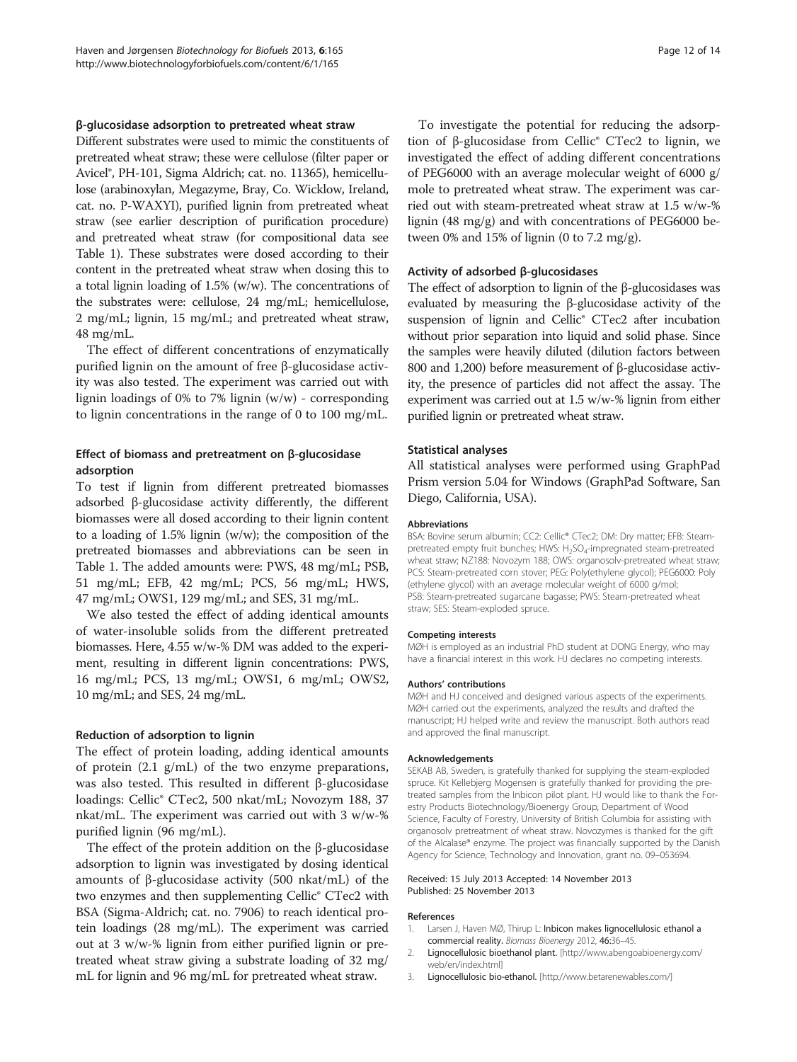### β-glucosidase adsorption to pretreated wheat straw

Different substrates were used to mimic the constituents of pretreated wheat straw; these were cellulose (filter paper or Avicel®, PH-101, Sigma Aldrich; cat. no. 11365), hemicellulose (arabinoxylan, Megazyme, Bray, Co. Wicklow, Ireland, cat. no. P-WAXYI), purified lignin from pretreated wheat straw (see earlier description of purification procedure) and pretreated wheat straw (for compositional data see Table 1). These substrates were dosed according to their content in the pretreated wheat straw when dosing this to a total lignin loading of 1.5% (w/w). The concentrations of the substrates were: cellulose, 24 mg/mL; hemicellulose, 2 mg/mL; lignin, 15 mg/mL; and pretreated wheat straw, 48 mg/mL.

The effect of different concentrations of enzymatically purified lignin on the amount of free β-glucosidase activity was also tested. The experiment was carried out with lignin loadings of 0% to 7% lignin (w/w) - corresponding to lignin concentrations in the range of 0 to 100 mg/mL.

### Effect of biomass and pretreatment on β-glucosidase adsorption

To test if lignin from different pretreated biomasses adsorbed β-glucosidase activity differently, the different biomasses were all dosed according to their lignin content to a loading of 1.5% lignin (w/w); the composition of the pretreated biomasses and abbreviations can be seen in Table 1. The added amounts were: PWS, 48 mg/mL; PSB, 51 mg/mL; EFB, 42 mg/mL; PCS, 56 mg/mL; HWS, 47 mg/mL; OWS1, 129 mg/mL; and SES, 31 mg/mL.

We also tested the effect of adding identical amounts of water-insoluble solids from the different pretreated biomasses. Here, 4.55 w/w-% DM was added to the experiment, resulting in different lignin concentrations: PWS, 16 mg/mL; PCS, 13 mg/mL; OWS1, 6 mg/mL; OWS2, 10 mg/mL; and SES, 24 mg/mL.

### Reduction of adsorption to lignin

The effect of protein loading, adding identical amounts of protein (2.1 g/mL) of the two enzyme preparations, was also tested. This resulted in different β-glucosidase loadings: Cellic® CTec2, 500 nkat/mL; Novozym 188, 37 nkat/mL. The experiment was carried out with 3 w/w-% purified lignin (96 mg/mL).

The effect of the protein addition on the β-glucosidase adsorption to lignin was investigated by dosing identical amounts of β-glucosidase activity (500 nkat/mL) of the two enzymes and then supplementing Cellic® CTec2 with BSA (Sigma-Aldrich; cat. no. 7906) to reach identical protein loadings (28 mg/mL). The experiment was carried out at 3 w/w-% lignin from either purified lignin or pretreated wheat straw giving a substrate loading of 32 mg/mL for lignin and 96 mg/mL for pretreated wheat straw.

To investigate the potential for reducing the adsorption of β-glucosidase from Cellic® CTec2 to lignin, we investigated the effect of adding different concentrations of PEG6000 with an average molecular weight of 6000 g/mole to pretreated wheat straw. The experiment was carried out with steam-pretreated wheat straw at 1.5 w/w-% lignin (48 mg/g) and with concentrations of PEG6000 between 0% and 15% of lignin (0 to 7.2 mg/g).

### Activity of adsorbed β-glucosidases

The effect of adsorption to lignin of the β-glucosidases was evaluated by measuring the β-glucosidase activity of the suspension of lignin and Cellic® CTec2 after incubation without prior separation into liquid and solid phase. Since the samples were heavily diluted (dilution factors between 800 and 1,200) before measurement of β-glucosidase activity, the presence of particles did not affect the assay. The experiment was carried out at 1.5 w/w-% lignin from either purified lignin or pretreated wheat straw.

### Statistical analyses

All statistical analyses were performed using GraphPad Prism version 5.04 for Windows (GraphPad Software, San Diego, California, USA).

#### Abbreviations

BSA: Bovine serum albumin; CC2: Cellic® CTec2; DM: Dry matter; EFB: Steam-pretreated empty fruit bunches; HWS: $H_2SO_4$-impregnated steam-pretreated wheat straw; NZ188: Novozym 188; OWS: organosolv-pretreated wheat straw; PCS: Steam-pretreated corn stover; PEG: Poly(ethylene glycol); PEG6000: Poly (ethylene glycol) with an average molecular weight of 6000 g/mol; PSB: Steam-pretreated sugarcane bagasse; PWS: Steam-pretreated wheat straw; SES: Steam-exploded spruce.

#### Competing interests

MØH is employed as an industrial PhD student at DONG Energy, who may have a financial interest in this work. HJ declares no competing interests.

#### Authors' contributions

MØH and HJ conceived and designed various aspects of the experiments. MØH carried out the experiments, analyzed the results and drafted the manuscript; HJ helped write and review the manuscript. Both authors read and approved the final manuscript.

#### Acknowledgements

SEKAB AB, Sweden, is gratefully thanked for supplying the steam-exploded spruce. Kit Kellebjerg Mogensen is gratefully thanked for providing the pretreated samples from the Inbicon pilot plant. HJ would like to thank the Forestry Products Biotechnology/Bioenergy Group, Department of Wood Science, Faculty of Forestry, University of British Columbia for assisting with organosolv pretreatment of wheat straw. Novozymes is thanked for the gift of the Alcalase® enzyme. The project was financially supported by the Danish Agency for Science, Technology and Innovation, grant no. 09–053694.

Received: 15 July 2013 Accepted: 14 November 2013
Published: 25 November 2013

#### References

1. Larsen J, Haven MØ, Thirup L: **Inbicon makes lignocellulosic ethanol a commercial reality.** *Biomass Bioenergy* 2012, **46**:36–45.
2. **Lignocellulosic bioethanol plant.** [http://www.abengoabioenergy.com/web/en/index.html]
3. **Lignocellulosic bio-ethanol.** [http://www.betarenewables.com/]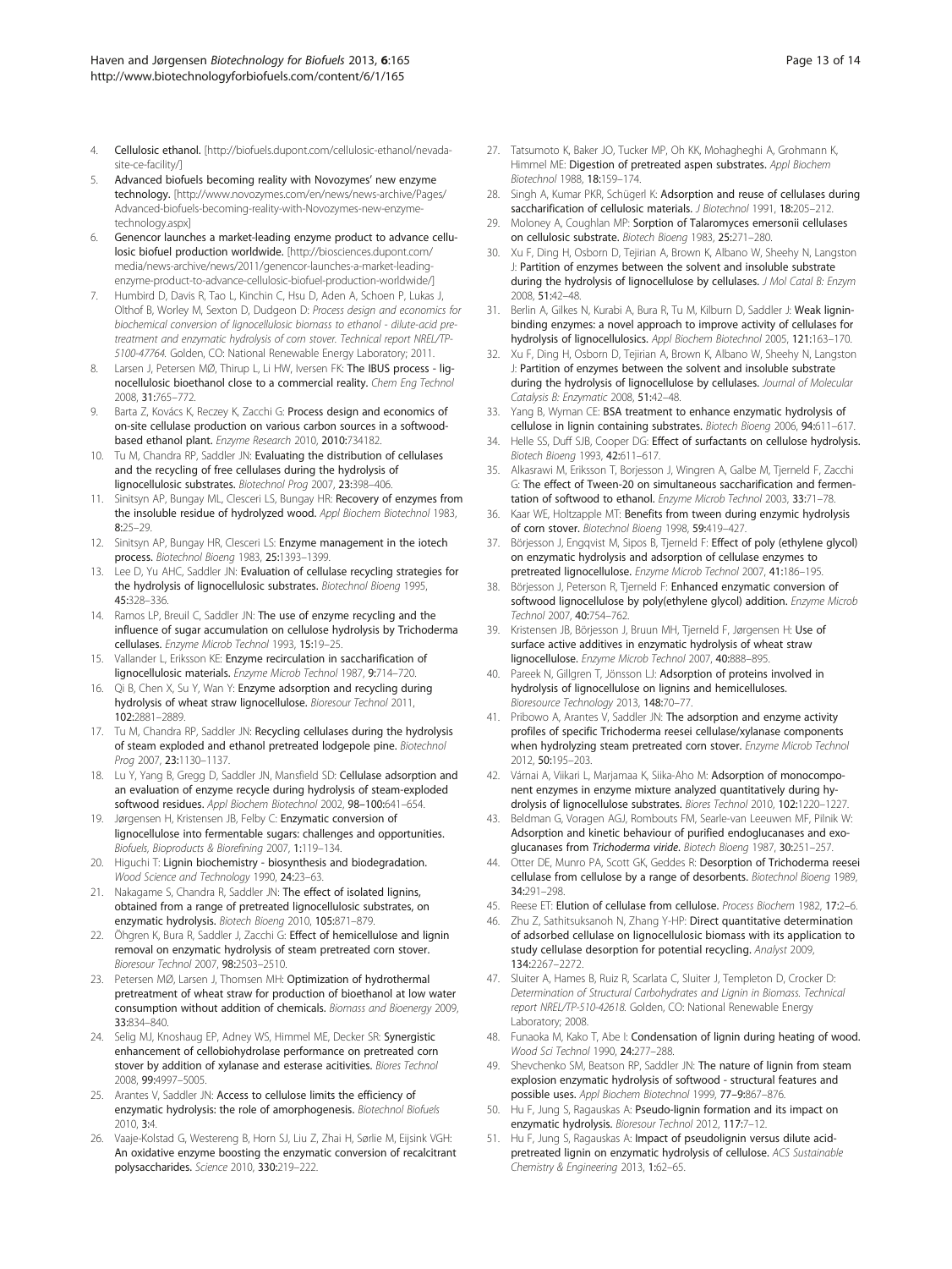4. Cellulosic ethanol. [http://biofuels.dupont.com/cellulosic-ethanol/nevada-site-ce-facility/]
5. Advanced biofuels becoming reality with Novozymes' new enzyme technology. [http://www.novozymes.com/en/news/news-archive/Pages/Advanced-biofuels-becoming-reality-with-Novozymes-new-enzyme-technology.aspx]
6. Genencor launches a market-leading enzyme product to advance cellulosic biofuel production worldwide. [http://biosciences.dupont.com/media/news-archive/news/2011/genencor-launches-a-market-leading-enzyme-product-to-advance-cellulosic-biofuel-production-worldwide/]
7. Humbird D, Davis R, Tao L, Kinchin C, Hsu D, Aden A, Schoen P, Lukas J, Olthof B, Worley M, Sexton D, Dudgeon D: *Process design and economics for biochemical conversion of lignocellulosic biomass to ethanol - dilute-acid pretreatment and enzymatic hydrolysis of corn stover. Technical report NREL/TP-5100-47764.* Golden, CO: National Renewable Energy Laboratory; 2011.
8. Larsen J, Petersen MØ, Thirup L, Li HW, Iversen FK: The IBUS process - lignocellulosic bioethanol close to a commercial reality. *Chem Eng Technol* 2008, **31:**765–772.
9. Barta Z, Kovács K, Reczey K, Zacchi G: Process design and economics of on-site cellulase production on various carbon sources in a softwood-based ethanol plant. *Enzyme Research* 2010, **2010:**734182.
10. Tu M, Chandra RP, Saddler JN: Evaluating the distribution of cellulases and the recycling of free cellulases during the hydrolysis of lignocellulosic substrates. *Biotechnol Prog* 2007, **23:**398–406.
11. Sinitsyn AP, Bungay ML, Clesceri LS, Bungay HR: Recovery of enzymes from the insoluble residue of hydrolyzed wood. *Appl Biochem Biotechnol* 1983, **8:**25–29.
12. Sinitsyn AP, Bungay HR, Clesceri LS: Enzyme management in the iotech process. *Biotechnol Bioeng* 1983, **25:**1393–1399.
13. Lee D, Yu AHC, Saddler JN: Evaluation of cellulase recycling strategies for the hydrolysis of lignocellulosic substrates. *Biotechnol Bioeng* 1995, **45:**328–336.
14. Ramos LP, Breuil C, Saddler JN: The use of enzyme recycling and the influence of sugar accumulation on cellulose hydrolysis by Trichoderma cellulases. *Enzyme Microb Technol* 1993, **15:**19–25.
15. Vallander L, Eriksson KE: Enzyme recirculation in saccharification of lignocellulosic materials. *Enzyme Microb Technol* 1987, **9:**714–720.
16. Qi B, Chen X, Su Y, Wan Y: Enzyme adsorption and recycling during hydrolysis of wheat straw lignocellulose. *Bioresour Technol* 2011, **102:**2881–2889.
17. Tu M, Chandra RP, Saddler JN: Recycling cellulases during the hydrolysis of steam exploded and ethanol pretreated lodgepole pine. *Biotechnol Prog* 2007, **23:**1130–1137.
18. Lu Y, Yang B, Gregg D, Saddler JN, Mansfield SD: Cellulase adsorption and an evaluation of enzyme recycle during hydrolysis of steam-exploded softwood residues. *Appl Biochem Biotechnol* 2002, **98–100:**641–654.
19. Jørgensen H, Kristensen JB, Felby C: Enzymatic conversion of lignocellulose into fermentable sugars: challenges and opportunities. *Biofuels, Bioproducts & Biorefining* 2007, **1:**119–134.
20. Higuchi T: Lignin biochemistry - biosynthesis and biodegradation. *Wood Science and Technology* 1990, **24:**23–63.
21. Nakagame S, Chandra R, Saddler JN: The effect of isolated lignins, obtained from a range of pretreated lignocellulosic substrates, on enzymatic hydrolysis. *Biotech Bioeng* 2010, **105:**871–879.
22. Öhgren K, Bura R, Saddler J, Zacchi G: Effect of hemicellulose and lignin removal on enzymatic hydrolysis of steam pretreated corn stover. *Bioresour Technol* 2007, **98:**2503–2510.
23. Petersen MØ, Larsen J, Thomsen MH: Optimization of hydrothermal pretreatment of wheat straw for production of bioethanol at low water consumption without addition of chemicals. *Biomass and Bioenergy* 2009, **33:**834–840.
24. Selig MJ, Knoshaug EP, Adney WS, Himmel ME, Decker SR: Synergistic enhancement of cellobiohydrolase performance on pretreated corn stover by addition of xylanase and esterase acitivities. *Biores Technol* 2008, **99:**4997–5005.
25. Arantes V, Saddler JN: Access to cellulose limits the efficiency of enzymatic hydrolysis: the role of amorphogenesis. *Biotechnol Biofuels* 2010, **3:**4.
26. Vaaje-Kolstad G, Westereng B, Horn SJ, Liu Z, Zhai H, Sørlie M, Eijsink VGH: An oxidative enzyme boosting the enzymatic conversion of recalcitrant polysaccharides. *Science* 2010, **330:**219–222.
27. Tatsumoto K, Baker JO, Tucker MP, Oh KK, Mohagheghi A, Grohmann K, Himmel ME: Digestion of pretreated aspen substrates. *Appl Biochem Biotechnol* 1988, **18:**159–174.
28. Singh A, Kumar PKR, Schügerl K: Adsorption and reuse of cellulases during saccharification of cellulosic materials. *J Biotechnol* 1991, **18:**205–212.
29. Moloney A, Coughlan MP: Sorption of Talaromyces emersonii cellulases on cellulosic substrate. *Biotech Bioeng* 1983, **25:**271–280.
30. Xu F, Ding H, Osborn D, Tejirian A, Brown K, Albano W, Sheehy N, Langston J: Partition of enzymes between the solvent and insoluble substrate during the hydrolysis of lignocellulose by cellulases. *J Mol Catal B: Enzym* 2008, **51:**42–48.
31. Berlin A, Gilkes N, Kurabi A, Bura R, Tu M, Kilburn D, Saddler J: Weak lignin-binding enzymes: a novel approach to improve activity of cellulases for hydrolysis of lignocellulosics. *Appl Biochem Biotechnol* 2005, **121:**163–170.
32. Xu F, Ding H, Osborn D, Tejirian A, Brown K, Albano W, Sheehy N, Langston J: Partition of enzymes between the solvent and insoluble substrate during the hydrolysis of lignocellulose by cellulases. *Journal of Molecular Catalysis B: Enzymatic* 2008, **51:**42–48.
33. Yang B, Wyman CE: BSA treatment to enhance enzymatic hydrolysis of cellulose in lignin containing substrates. *Biotech Bioeng* 2006, **94:**611–617.
34. Helle SS, Duff SJB, Cooper DG: Effect of surfactants on cellulose hydrolysis. *Biotech Bioeng* 1993, **42:**611–617.
35. Alkasrawi M, Eriksson T, Borjesson J, Wingren A, Galbe M, Tjerneld F, Zacchi G: The effect of Tween-20 on simultaneous saccharification and fermentation of softwood to ethanol. *Enzyme Microb Technol* 2003, **33:**71–78.
36. Kaar WE, Holtzapple MT: Benefits from tween during enzymic hydrolysis of corn stover. *Biotechnol Bioeng* 1998, **59:**419–427.
37. Börjesson J, Engqvist M, Sipos B, Tjerneld F: Effect of poly (ethylene glycol) on enzymatic hydrolysis and adsorption of cellulase enzymes to pretreated lignocellulose. *Enzyme Microb Technol* 2007, **41:**186–195.
38. Börjesson J, Peterson R, Tjerneld F: Enhanced enzymatic conversion of softwood lignocellulose by poly(ethylene glycol) addition. *Enzyme Microb Technol* 2007, **40:**754–762.
39. Kristensen JB, Börjesson J, Bruun MH, Tjerneld F, Jørgensen H: Use of surface active additives in enzymatic hydrolysis of wheat straw lignocellulose. *Enzyme Microb Technol* 2007, **40:**888–895.
40. Pareek N, Gillgren T, Jönsson LJ: Adsorption of proteins involved in hydrolysis of lignocellulose on lignins and hemicelluloses. *Bioresource Technology* 2013, **148:**70–77.
41. Pribowo A, Arantes V, Saddler JN: The adsorption and enzyme activity profiles of specific Trichoderma reesei cellulase/xylanase components when hydrolyzing steam pretreated corn stover. *Enzyme Microb Technol* 2012, **50:**195–203.
42. Várnai A, Viikari L, Marjamaa K, Siika-Aho M: Adsorption of monocomponent enzymes in enzyme mixture analyzed quantitatively during hydrolysis of lignocellulose substrates. *Biores Technol* 2010, **102:**1220–1227.
43. Beldman G, Voragen AGJ, Rombouts FM, Searle-van Leeuwen MF, Pilnik W: Adsorption and kinetic behaviour of purified endoglucanases and exoglucanases from *Trichoderma viride*. *Biotech Bioeng* 1987, **30:**251–257.
44. Otter DE, Munro PA, Scott GK, Geddes R: Desorption of Trichoderma reesei cellulase from cellulose by a range of desorbents. *Biotechnol Bioeng* 1989, **34:**291–298.
45. Reese ET: Elution of cellulase from cellulose. *Process Biochem* 1982, **17:**2–6.
46. Zhu Z, Sathitsuksanoh N, Zhang Y-HP: Direct quantitative determination of adsorbed cellulase on lignocellulosic biomass with its application to study cellulase desorption for potential recycling. *Analyst* 2009, **134:**2267–2272.
47. Sluiter A, Hames B, Ruiz R, Scarlata C, Sluiter J, Templeton D, Crocker D: *Determination of Structural Carbohydrates and Lignin in Biomass. Technical report NREL/TP-510-42618.* Golden, CO: National Renewable Energy Laboratory; 2008.
48. Funaoka M, Kako T, Abe I: Condensation of lignin during heating of wood. *Wood Sci Technol* 1990, **24:**277–288.
49. Shevchenko SM, Beatson RP, Saddler JN: The nature of lignin from steam explosion enzymatic hydrolysis of softwood - structural features and possible uses. *Appl Biochem Biotechnol* 1999, **77–9:**867–876.
50. Hu F, Jung S, Ragauskas A: Pseudo-lignin formation and its impact on enzymatic hydrolysis. *Bioresour Technol* 2012, **117:**7–12.
51. Hu F, Jung S, Ragauskas A: Impact of pseudolignin versus dilute acid-pretreated lignin on enzymatic hydrolysis of cellulose. *ACS Sustainable Chemistry & Engineering* 2013, **1:**62–65.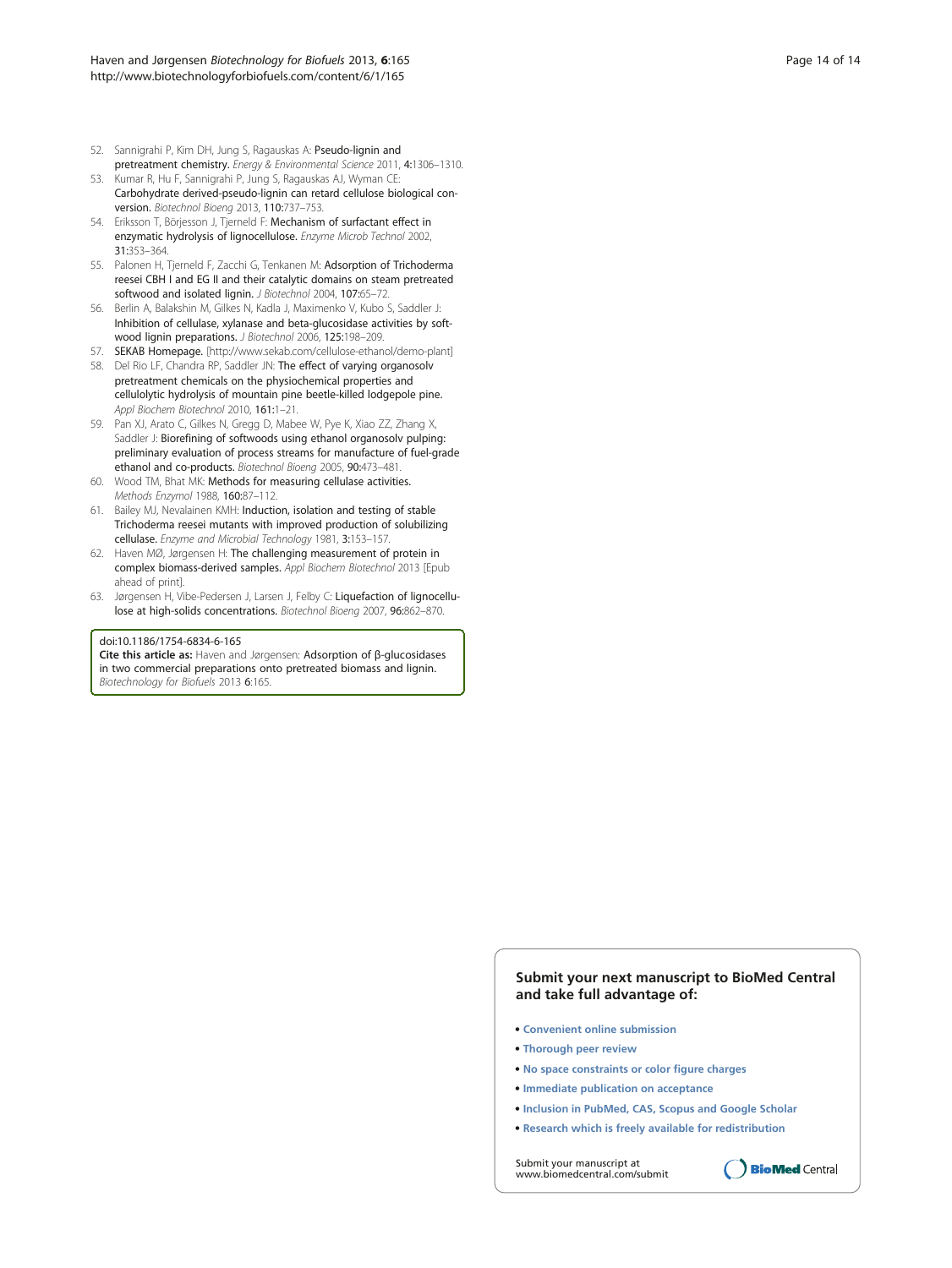52. Sannigrahi P, Kim DH, Jung S, Ragauskas A: **Pseudo-lignin and pretreatment chemistry.** *Energy & Environmental Science* 2011, **4**:1306–1310.
53. Kumar R, Hu F, Sannigrahi P, Jung S, Ragauskas AJ, Wyman CE: **Carbohydrate derived-pseudo-lignin can retard cellulose biological conversion.** *Biotechnol Bioeng* 2013, **110**:737–753.
54. Eriksson T, Börjesson J, Tjerneld F: **Mechanism of surfactant effect in enzymatic hydrolysis of lignocellulose.** *Enzyme Microb Technol* 2002, **31**:353–364.
55. Palonen H, Tjerneld F, Zacchi G, Tenkanen M: **Adsorption of Trichoderma reesei CBH I and EG II and their catalytic domains on steam pretreated softwood and isolated lignin.** *J Biotechnol* 2004, **107**:65–72.
56. Berlin A, Balakshin M, Gilkes N, Kadla J, Maximenko V, Kubo S, Saddler J: **Inhibition of cellulase, xylanase and beta-glucosidase activities by softwood lignin preparations.** *J Biotechnol* 2006, **125**:198–209.
57. **SEKAB Homepage.** [http://www.sekab.com/cellulose-ethanol/demo-plant]
58. Del Rio LF, Chandra RP, Saddler JN: **The effect of varying organosolv pretreatment chemicals on the physiochemical properties and cellulolytic hydrolysis of mountain pine beetle-killed lodgepole pine.** *Appl Biochem Biotechnol* 2010, **161**:1–21.
59. Pan XJ, Arato C, Gilkes N, Gregg D, Mabee W, Pye K, Xiao ZZ, Zhang X, Saddler J: **Biorefining of softwoods using ethanol organosolv pulping: preliminary evaluation of process streams for manufacture of fuel-grade ethanol and co-products.** *Biotechnol Bioeng* 2005, **90**:473–481.
60. Wood TM, Bhat MK: **Methods for measuring cellulase activities.** *Methods Enzymol* 1988, **160**:87–112.
61. Bailey MJ, Nevalainen KMH: **Induction, isolation and testing of stable Trichoderma reesei mutants with improved production of solubilizing cellulase.** *Enzyme and Microbial Technology* 1981, **3**:153–157.
62. Haven MØ, Jørgensen H: **The challenging measurement of protein in complex biomass-derived samples.** *Appl Biochem Biotechnol* 2013 [Epub ahead of print].
63. Jørgensen H, Vibe-Pedersen J, Larsen J, Felby C: **Liquefaction of lignocellulose at high-solids concentrations.** *Biotechnol Bioeng* 2007, **96**:862–870.

doi:10.1186/1754-6834-6-165

**Cite this article as:** Haven and Jørgensen: Adsorption of β-glucosidases in two commercial preparations onto pretreated biomass and lignin. *Biotechnology for Biofuels* 2013 **6**:165.

**Submit your next manuscript to BioMed Central and take full advantage of:**

- **Convenient online submission**
- **Thorough peer review**
- **No space constraints or color figure charges**
- **Immediate publication on acceptance**
- **Inclusion in PubMed, CAS, Scopus and Google Scholar**
- **Research which is freely available for redistribution**

Submit your manuscript at
www.biomedcentral.com/submit

BioMed Central